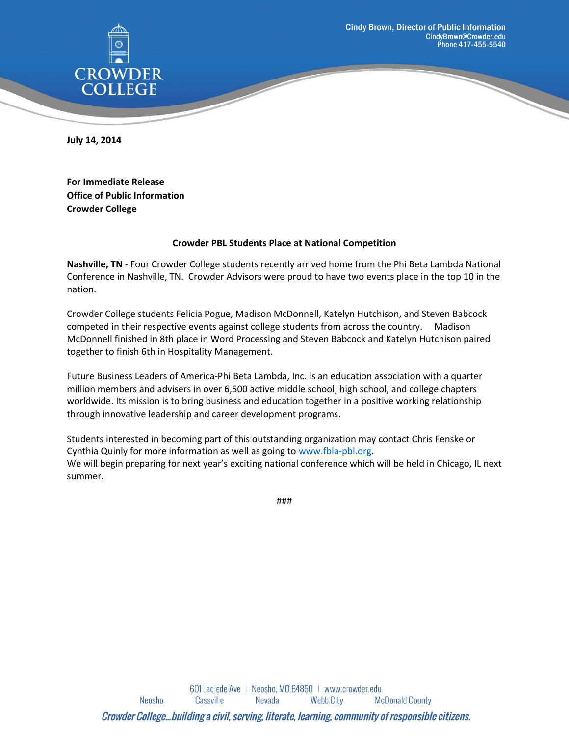CROWDER COLLEGE

Cindy Brown, Director of Public Information
CindyBrown@Crowder.edu
Phone 417-455-5540

**July 14, 2014**

**For Immediate Release**
**Office of Public Information**
**Crowder College**

**Crowder PBL Students Place at National Competition**

**Nashville, TN** - Four Crowder College students recently arrived home from the Phi Beta Lambda National Conference in Nashville, TN. Crowder Advisors were proud to have two events place in the top 10 in the nation.

Crowder College students Felicia Pogue, Madison McDonnell, Katelyn Hutchison, and Steven Babcock competed in their respective events against college students from across the country. Madison McDonnell finished in 8th place in Word Processing and Steven Babcock and Katelyn Hutchison paired together to finish 6th in Hospitality Management.

Future Business Leaders of America-Phi Beta Lambda, Inc. is an education association with a quarter million members and advisers in over 6,500 active middle school, high school, and college chapters worldwide. Its mission is to bring business and education together in a positive working relationship through innovative leadership and career development programs.

Students interested in becoming part of this outstanding organization may contact Chris Fenske or Cynthia Quinly for more information as well as going to www.fbla-pbl.org.
We will begin preparing for next year's exciting national conference which will be held in Chicago, IL next summer.

###

601 Laclede Ave | Neosho, MO 64850 | www.crowder.edu
Neosho Cassville Nevada Webb City McDonald County

*Crowder College...building a civil, serving, literate, learning, community of responsible citizens.*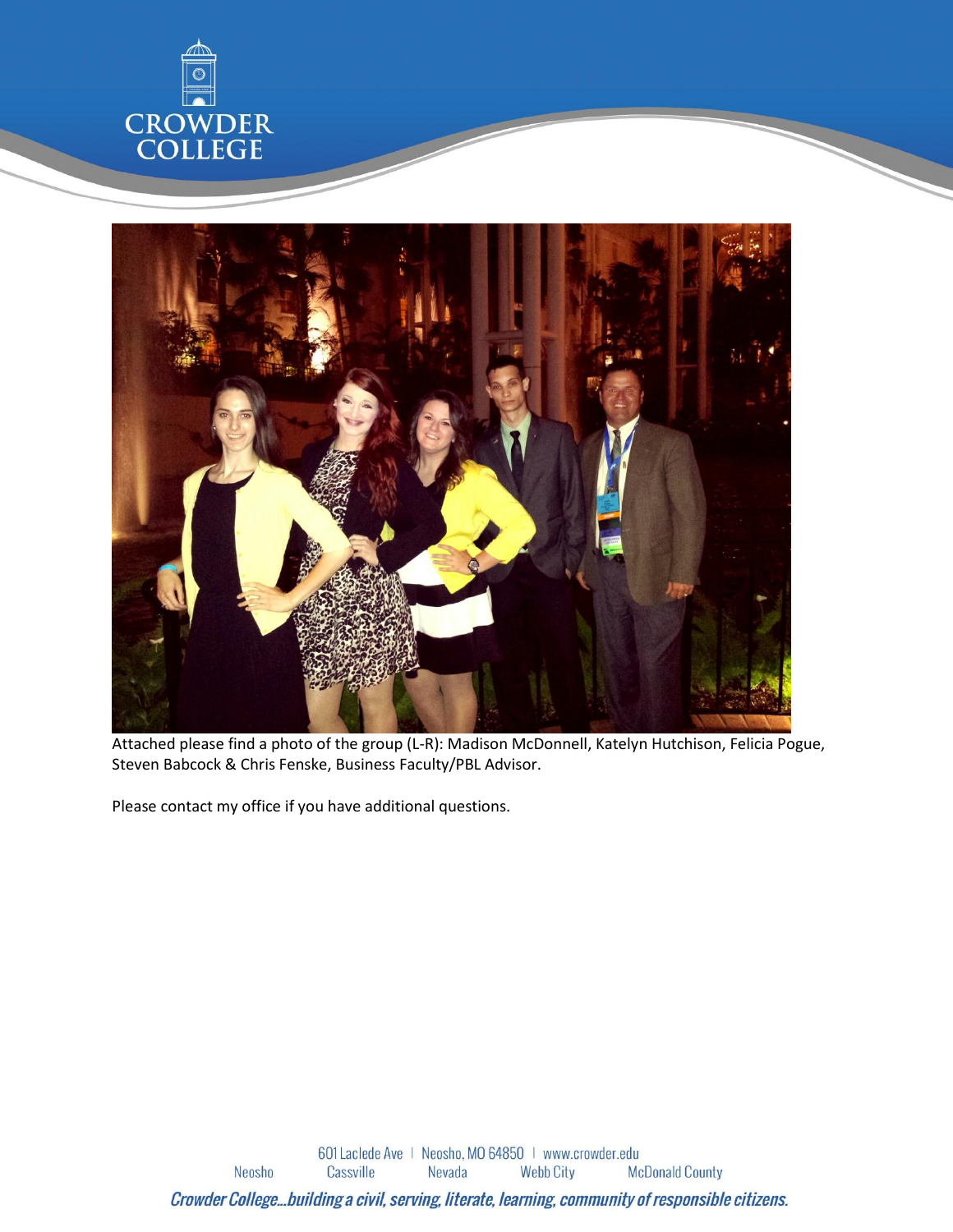Attached please find a photo of the group (L-R): Madison McDonnell, Katelyn Hutchison, Felicia Pogue, Steven Babcock & Chris Fenske, Business Faculty/PBL Advisor.

Please contact my office if you have additional questions.